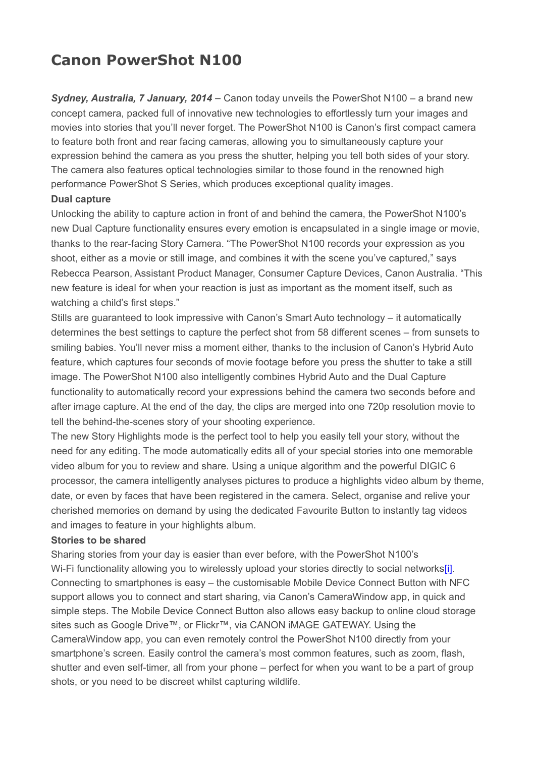# Canon PowerShot N100

***Sydney, Australia, 7 January, 2014*** – Canon today unveils the PowerShot N100 – a brand new concept camera, packed full of innovative new technologies to effortlessly turn your images and movies into stories that you'll never forget. The PowerShot N100 is Canon's first compact camera to feature both front and rear facing cameras, allowing you to simultaneously capture your expression behind the camera as you press the shutter, helping you tell both sides of your story. The camera also features optical technologies similar to those found in the renowned high performance PowerShot S Series, which produces exceptional quality images.

**Dual capture**

Unlocking the ability to capture action in front of and behind the camera, the PowerShot N100's new Dual Capture functionality ensures every emotion is encapsulated in a single image or movie, thanks to the rear-facing Story Camera. "The PowerShot N100 records your expression as you shoot, either as a movie or still image, and combines it with the scene you've captured," says Rebecca Pearson, Assistant Product Manager, Consumer Capture Devices, Canon Australia. "This new feature is ideal for when your reaction is just as important as the moment itself, such as watching a child's first steps."

Stills are guaranteed to look impressive with Canon's Smart Auto technology – it automatically determines the best settings to capture the perfect shot from 58 different scenes – from sunsets to smiling babies. You'll never miss a moment either, thanks to the inclusion of Canon's Hybrid Auto feature, which captures four seconds of movie footage before you press the shutter to take a still image. The PowerShot N100 also intelligently combines Hybrid Auto and the Dual Capture functionality to automatically record your expressions behind the camera two seconds before and after image capture. At the end of the day, the clips are merged into one 720p resolution movie to tell the behind-the-scenes story of your shooting experience.

The new Story Highlights mode is the perfect tool to help you easily tell your story, without the need for any editing. The mode automatically edits all of your special stories into one memorable video album for you to review and share. Using a unique algorithm and the powerful DIGIC 6 processor, the camera intelligently analyses pictures to produce a highlights video album by theme, date, or even by faces that have been registered in the camera. Select, organise and relive your cherished memories on demand by using the dedicated Favourite Button to instantly tag videos and images to feature in your highlights album.

**Stories to be shared**

Sharing stories from your day is easier than ever before, with the PowerShot N100's Wi-Fi functionality allowing you to wirelessly upload your stories directly to social networks[i]. Connecting to smartphones is easy – the customisable Mobile Device Connect Button with NFC support allows you to connect and start sharing, via Canon's CameraWindow app, in quick and simple steps. The Mobile Device Connect Button also allows easy backup to online cloud storage sites such as Google Drive™, or Flickr™, via CANON iMAGE GATEWAY. Using the CameraWindow app, you can even remotely control the PowerShot N100 directly from your smartphone's screen. Easily control the camera's most common features, such as zoom, flash, shutter and even self-timer, all from your phone – perfect for when you want to be a part of group shots, or you need to be discreet whilst capturing wildlife.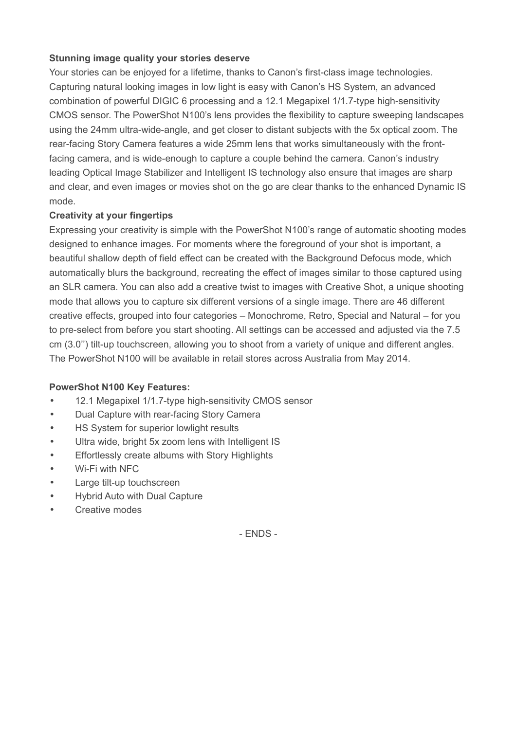**Stunning image quality your stories deserve**

Your stories can be enjoyed for a lifetime, thanks to Canon's first-class image technologies. Capturing natural looking images in low light is easy with Canon's HS System, an advanced combination of powerful DIGIC 6 processing and a 12.1 Megapixel 1/1.7-type high-sensitivity CMOS sensor. The PowerShot N100's lens provides the flexibility to capture sweeping landscapes using the 24mm ultra-wide-angle, and get closer to distant subjects with the 5x optical zoom. The rear-facing Story Camera features a wide 25mm lens that works simultaneously with the front-facing camera, and is wide-enough to capture a couple behind the camera. Canon's industry leading Optical Image Stabilizer and Intelligent IS technology also ensure that images are sharp and clear, and even images or movies shot on the go are clear thanks to the enhanced Dynamic IS mode.

**Creativity at your fingertips**

Expressing your creativity is simple with the PowerShot N100's range of automatic shooting modes designed to enhance images. For moments where the foreground of your shot is important, a beautiful shallow depth of field effect can be created with the Background Defocus mode, which automatically blurs the background, recreating the effect of images similar to those captured using an SLR camera. You can also add a creative twist to images with Creative Shot, a unique shooting mode that allows you to capture six different versions of a single image. There are 46 different creative effects, grouped into four categories – Monochrome, Retro, Special and Natural – for you to pre-select from before you start shooting. All settings can be accessed and adjusted via the 7.5 cm (3.0'') tilt-up touchscreen, allowing you to shoot from a variety of unique and different angles. The PowerShot N100 will be available in retail stores across Australia from May 2014.

**PowerShot N100 Key Features:**

- 12.1 Megapixel 1/1.7-type high-sensitivity CMOS sensor
- Dual Capture with rear-facing Story Camera
- HS System for superior lowlight results
- Ultra wide, bright 5x zoom lens with Intelligent IS
- Effortlessly create albums with Story Highlights
- Wi-Fi with NFC
- Large tilt-up touchscreen
- Hybrid Auto with Dual Capture
- Creative modes

- ENDS -